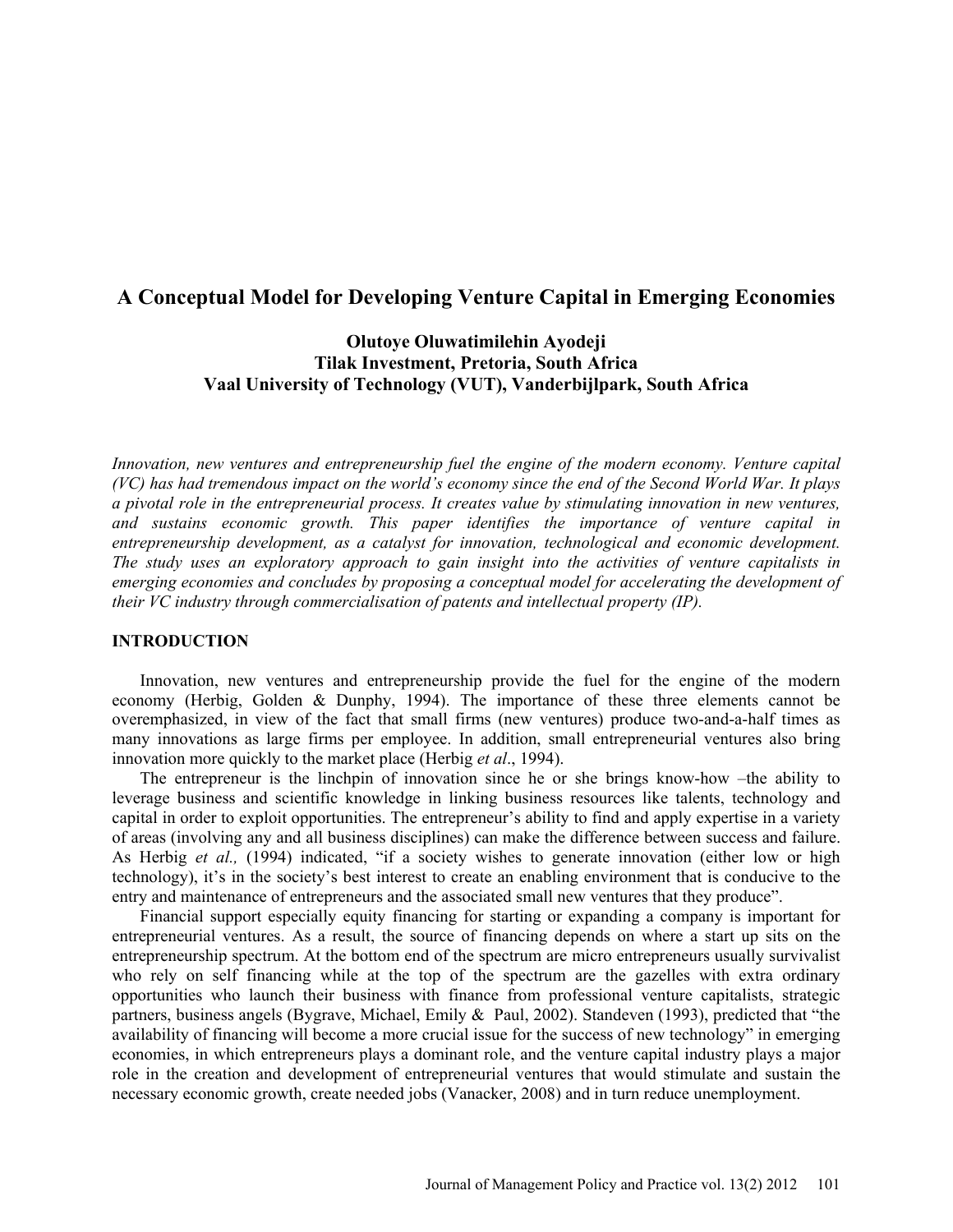# A Conceptual Model for Developing Venture Capital in Emerging Economies

**Olutoye Oluwatimilehin Ayodeji**
**Tilak Investment, Pretoria, South Africa**
**Vaal University of Technology (VUT), Vanderbijlpark, South Africa**

*Innovation, new ventures and entrepreneurship fuel the engine of the modern economy. Venture capital (VC) has had tremendous impact on the world's economy since the end of the Second World War. It plays a pivotal role in the entrepreneurial process. It creates value by stimulating innovation in new ventures, and sustains economic growth. This paper identifies the importance of venture capital in entrepreneurship development, as a catalyst for innovation, technological and economic development. The study uses an exploratory approach to gain insight into the activities of venture capitalists in emerging economies and concludes by proposing a conceptual model for accelerating the development of their VC industry through commercialisation of patents and intellectual property (IP).*

## INTRODUCTION

Innovation, new ventures and entrepreneurship provide the fuel for the engine of the modern economy (Herbig, Golden & Dunphy, 1994). The importance of these three elements cannot be overemphasized, in view of the fact that small firms (new ventures) produce two-and-a-half times as many innovations as large firms per employee. In addition, small entrepreneurial ventures also bring innovation more quickly to the market place (Herbig *et al*., 1994).

The entrepreneur is the linchpin of innovation since he or she brings know-how –the ability to leverage business and scientific knowledge in linking business resources like talents, technology and capital in order to exploit opportunities. The entrepreneur's ability to find and apply expertise in a variety of areas (involving any and all business disciplines) can make the difference between success and failure. As Herbig *et al.,* (1994) indicated, "if a society wishes to generate innovation (either low or high technology), it's in the society's best interest to create an enabling environment that is conducive to the entry and maintenance of entrepreneurs and the associated small new ventures that they produce".

Financial support especially equity financing for starting or expanding a company is important for entrepreneurial ventures. As a result, the source of financing depends on where a start up sits on the entrepreneurship spectrum. At the bottom end of the spectrum are micro entrepreneurs usually survivalist who rely on self financing while at the top of the spectrum are the gazelles with extra ordinary opportunities who launch their business with finance from professional venture capitalists, strategic partners, business angels (Bygrave, Michael, Emily & Paul, 2002). Standeven (1993), predicted that "the availability of financing will become a more crucial issue for the success of new technology" in emerging economies, in which entrepreneurs plays a dominant role, and the venture capital industry plays a major role in the creation and development of entrepreneurial ventures that would stimulate and sustain the necessary economic growth, create needed jobs (Vanacker, 2008) and in turn reduce unemployment.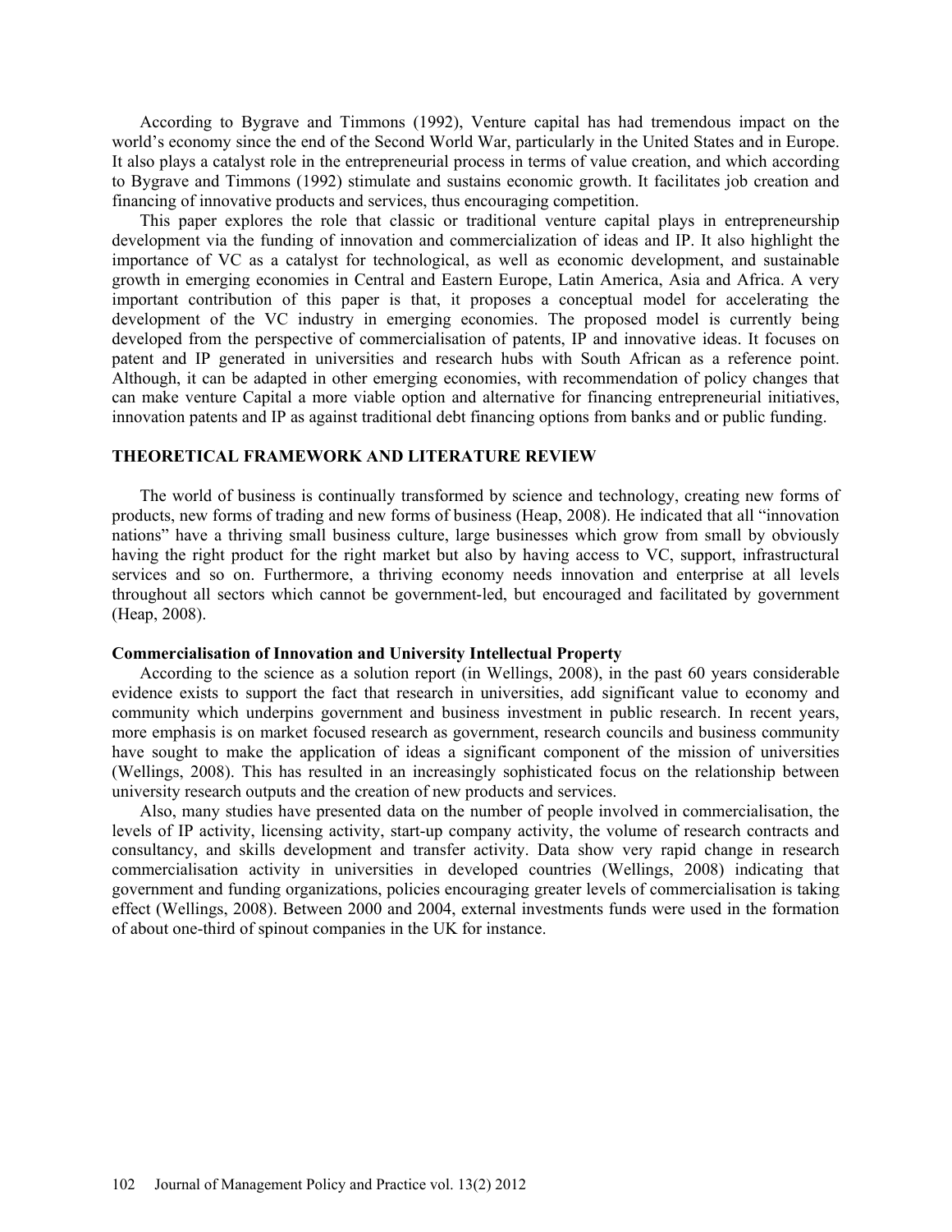According to Bygrave and Timmons (1992), Venture capital has had tremendous impact on the world's economy since the end of the Second World War, particularly in the United States and in Europe. It also plays a catalyst role in the entrepreneurial process in terms of value creation, and which according to Bygrave and Timmons (1992) stimulate and sustains economic growth. It facilitates job creation and financing of innovative products and services, thus encouraging competition.

This paper explores the role that classic or traditional venture capital plays in entrepreneurship development via the funding of innovation and commercialization of ideas and IP. It also highlight the importance of VC as a catalyst for technological, as well as economic development, and sustainable growth in emerging economies in Central and Eastern Europe, Latin America, Asia and Africa. A very important contribution of this paper is that, it proposes a conceptual model for accelerating the development of the VC industry in emerging economies. The proposed model is currently being developed from the perspective of commercialisation of patents, IP and innovative ideas. It focuses on patent and IP generated in universities and research hubs with South African as a reference point. Although, it can be adapted in other emerging economies, with recommendation of policy changes that can make venture Capital a more viable option and alternative for financing entrepreneurial initiatives, innovation patents and IP as against traditional debt financing options from banks and or public funding.

## THEORETICAL FRAMEWORK AND LITERATURE REVIEW

The world of business is continually transformed by science and technology, creating new forms of products, new forms of trading and new forms of business (Heap, 2008). He indicated that all "innovation nations" have a thriving small business culture, large businesses which grow from small by obviously having the right product for the right market but also by having access to VC, support, infrastructural services and so on. Furthermore, a thriving economy needs innovation and enterprise at all levels throughout all sectors which cannot be government-led, but encouraged and facilitated by government (Heap, 2008).

### Commercialisation of Innovation and University Intellectual Property

According to the science as a solution report (in Wellings, 2008), in the past 60 years considerable evidence exists to support the fact that research in universities, add significant value to economy and community which underpins government and business investment in public research. In recent years, more emphasis is on market focused research as government, research councils and business community have sought to make the application of ideas a significant component of the mission of universities (Wellings, 2008). This has resulted in an increasingly sophisticated focus on the relationship between university research outputs and the creation of new products and services.

Also, many studies have presented data on the number of people involved in commercialisation, the levels of IP activity, licensing activity, start-up company activity, the volume of research contracts and consultancy, and skills development and transfer activity. Data show very rapid change in research commercialisation activity in universities in developed countries (Wellings, 2008) indicating that government and funding organizations, policies encouraging greater levels of commercialisation is taking effect (Wellings, 2008). Between 2000 and 2004, external investments funds were used in the formation of about one-third of spinout companies in the UK for instance.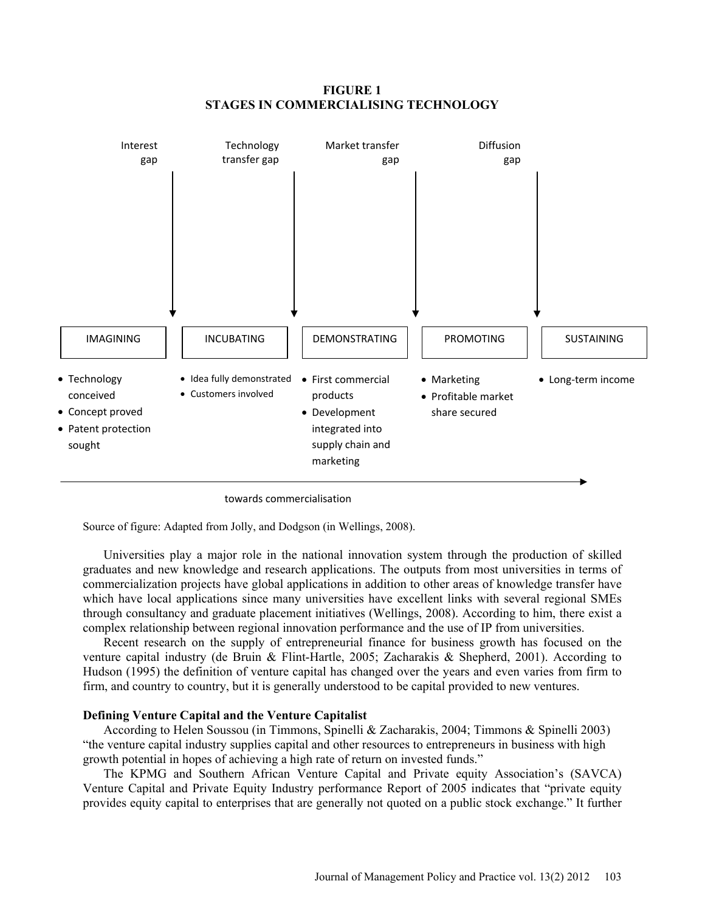**FIGURE 1**
**STAGES IN COMMERCIALISING TECHNOLOGY**

| Interest gap → | | Technology transfer gap → | | Market transfer gap → | | Diffusion gap → | |
|---|---|---|---|---|---|---|---|
| IMAGINING | | INCUBATING | | DEMONSTRATING | | PROMOTING | SUSTAINING |

**IMAGINING**
- Technology conceived
- Concept proved
- Patent protection sought

**INCUBATING**
- Idea fully demonstrated
- Customers involved

**DEMONSTRATING**
- First commercial products
- Development integrated into supply chain and marketing

**PROMOTING**
- Marketing
- Profitable market share secured

**SUSTAINING**
- Long-term income

towards commercialisation →

Source of figure: Adapted from Jolly, and Dodgson (in Wellings, 2008).

Universities play a major role in the national innovation system through the production of skilled graduates and new knowledge and research applications. The outputs from most universities in terms of commercialization projects have global applications in addition to other areas of knowledge transfer have which have local applications since many universities have excellent links with several regional SMEs through consultancy and graduate placement initiatives (Wellings, 2008). According to him, there exist a complex relationship between regional innovation performance and the use of IP from universities.

Recent research on the supply of entrepreneurial finance for business growth has focused on the venture capital industry (de Bruin & Flint-Hartle, 2005; Zacharakis & Shepherd, 2001). According to Hudson (1995) the definition of venture capital has changed over the years and even varies from firm to firm, and country to country, but it is generally understood to be capital provided to new ventures.

### Defining Venture Capital and the Venture Capitalist

According to Helen Soussou (in Timmons, Spinelli & Zacharakis, 2004; Timmons & Spinelli 2003) "the venture capital industry supplies capital and other resources to entrepreneurs in business with high growth potential in hopes of achieving a high rate of return on invested funds."

The KPMG and Southern African Venture Capital and Private equity Association's (SAVCA) Venture Capital and Private Equity Industry performance Report of 2005 indicates that "private equity provides equity capital to enterprises that are generally not quoted on a public stock exchange." It further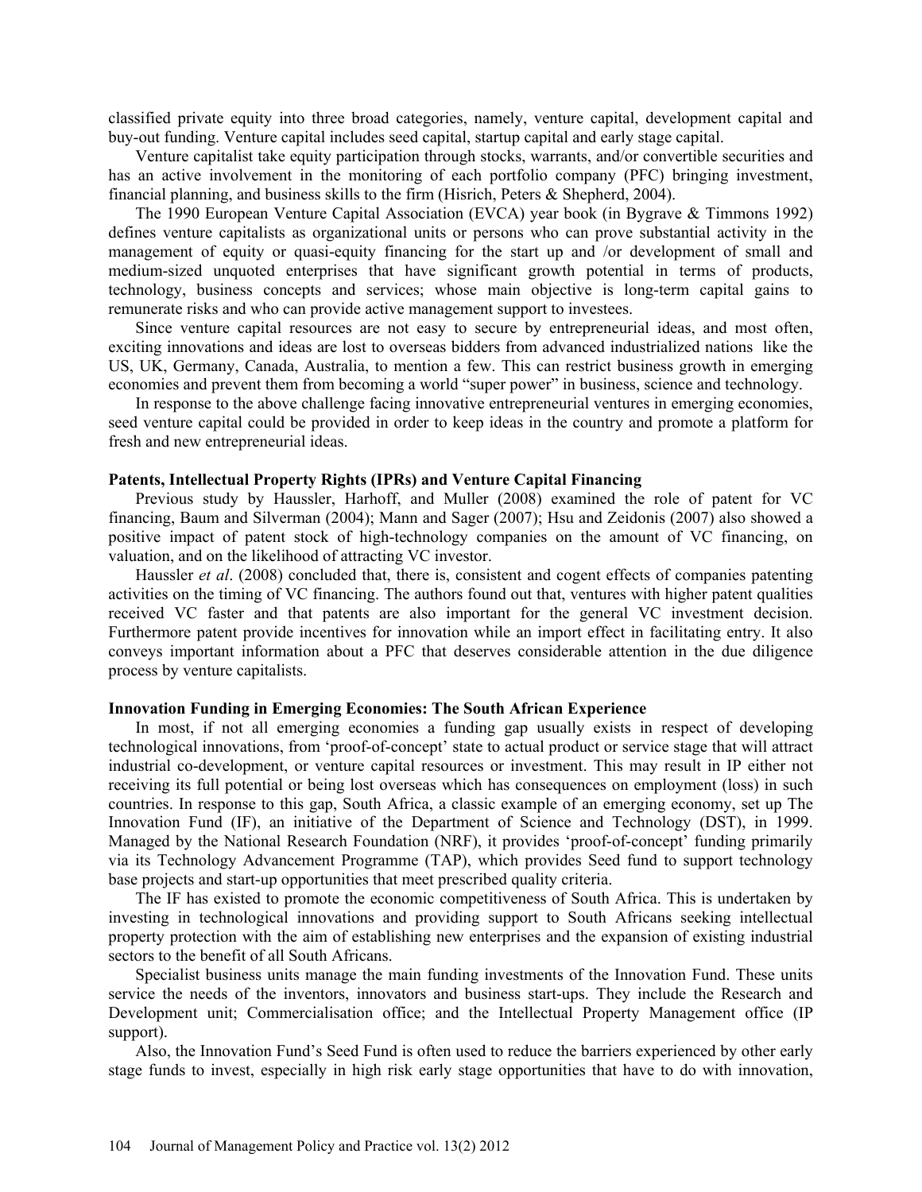classified private equity into three broad categories, namely, venture capital, development capital and buy-out funding. Venture capital includes seed capital, startup capital and early stage capital.

Venture capitalist take equity participation through stocks, warrants, and/or convertible securities and has an active involvement in the monitoring of each portfolio company (PFC) bringing investment, financial planning, and business skills to the firm (Hisrich, Peters & Shepherd, 2004).

The 1990 European Venture Capital Association (EVCA) year book (in Bygrave & Timmons 1992) defines venture capitalists as organizational units or persons who can prove substantial activity in the management of equity or quasi-equity financing for the start up and /or development of small and medium-sized unquoted enterprises that have significant growth potential in terms of products, technology, business concepts and services; whose main objective is long-term capital gains to remunerate risks and who can provide active management support to investees.

Since venture capital resources are not easy to secure by entrepreneurial ideas, and most often, exciting innovations and ideas are lost to overseas bidders from advanced industrialized nations like the US, UK, Germany, Canada, Australia, to mention a few. This can restrict business growth in emerging economies and prevent them from becoming a world "super power" in business, science and technology.

In response to the above challenge facing innovative entrepreneurial ventures in emerging economies, seed venture capital could be provided in order to keep ideas in the country and promote a platform for fresh and new entrepreneurial ideas.

**Patents, Intellectual Property Rights (IPRs) and Venture Capital Financing**

Previous study by Haussler, Harhoff, and Muller (2008) examined the role of patent for VC financing, Baum and Silverman (2004); Mann and Sager (2007); Hsu and Zeidonis (2007) also showed a positive impact of patent stock of high-technology companies on the amount of VC financing, on valuation, and on the likelihood of attracting VC investor.

Haussler *et al*. (2008) concluded that, there is, consistent and cogent effects of companies patenting activities on the timing of VC financing. The authors found out that, ventures with higher patent qualities received VC faster and that patents are also important for the general VC investment decision. Furthermore patent provide incentives for innovation while an import effect in facilitating entry. It also conveys important information about a PFC that deserves considerable attention in the due diligence process by venture capitalists.

**Innovation Funding in Emerging Economies: The South African Experience**

In most, if not all emerging economies a funding gap usually exists in respect of developing technological innovations, from 'proof-of-concept' state to actual product or service stage that will attract industrial co-development, or venture capital resources or investment. This may result in IP either not receiving its full potential or being lost overseas which has consequences on employment (loss) in such countries. In response to this gap, South Africa, a classic example of an emerging economy, set up The Innovation Fund (IF), an initiative of the Department of Science and Technology (DST), in 1999. Managed by the National Research Foundation (NRF), it provides 'proof-of-concept' funding primarily via its Technology Advancement Programme (TAP), which provides Seed fund to support technology base projects and start-up opportunities that meet prescribed quality criteria.

The IF has existed to promote the economic competitiveness of South Africa. This is undertaken by investing in technological innovations and providing support to South Africans seeking intellectual property protection with the aim of establishing new enterprises and the expansion of existing industrial sectors to the benefit of all South Africans.

Specialist business units manage the main funding investments of the Innovation Fund. These units service the needs of the inventors, innovators and business start-ups. They include the Research and Development unit; Commercialisation office; and the Intellectual Property Management office (IP support).

Also, the Innovation Fund's Seed Fund is often used to reduce the barriers experienced by other early stage funds to invest, especially in high risk early stage opportunities that have to do with innovation,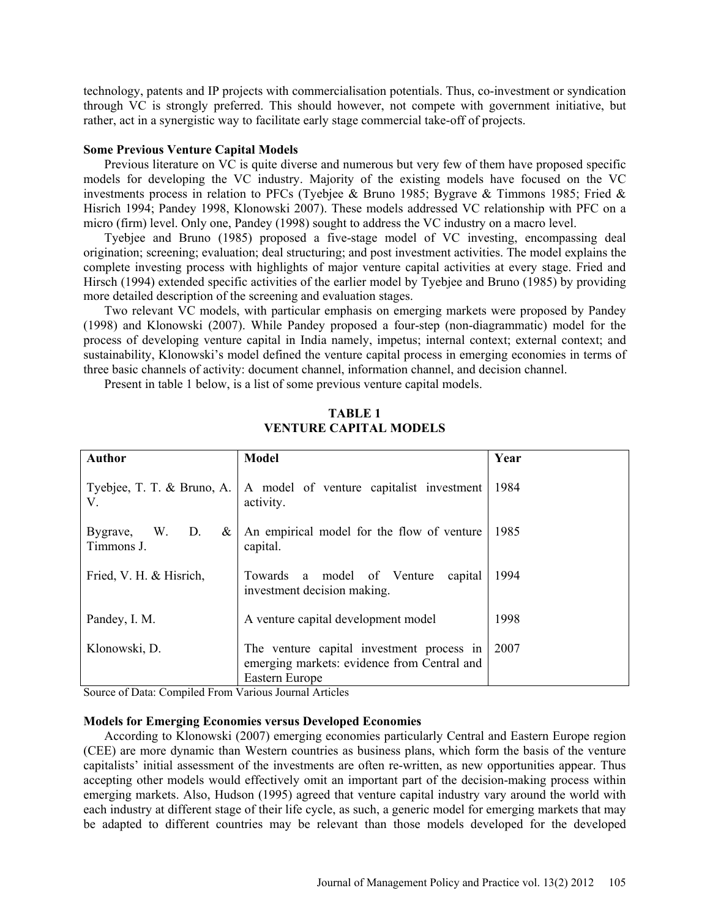technology, patents and IP projects with commercialisation potentials. Thus, co-investment or syndication through VC is strongly preferred. This should however, not compete with government initiative, but rather, act in a synergistic way to facilitate early stage commercial take-off of projects.

**Some Previous Venture Capital Models**

Previous literature on VC is quite diverse and numerous but very few of them have proposed specific models for developing the VC industry. Majority of the existing models have focused on the VC investments process in relation to PFCs (Tyebjee & Bruno 1985; Bygrave & Timmons 1985; Fried & Hisrich 1994; Pandey 1998, Klonowski 2007). These models addressed VC relationship with PFC on a micro (firm) level. Only one, Pandey (1998) sought to address the VC industry on a macro level.

Tyebjee and Bruno (1985) proposed a five-stage model of VC investing, encompassing deal origination; screening; evaluation; deal structuring; and post investment activities. The model explains the complete investing process with highlights of major venture capital activities at every stage. Fried and Hirsch (1994) extended specific activities of the earlier model by Tyebjee and Bruno (1985) by providing more detailed description of the screening and evaluation stages.

Two relevant VC models, with particular emphasis on emerging markets were proposed by Pandey (1998) and Klonowski (2007). While Pandey proposed a four-step (non-diagrammatic) model for the process of developing venture capital in India namely, impetus; internal context; external context; and sustainability, Klonowski's model defined the venture capital process in emerging economies in terms of three basic channels of activity: document channel, information channel, and decision channel.

Present in table 1 below, is a list of some previous venture capital models.

**TABLE 1**
**VENTURE CAPITAL MODELS**

| Author | Model | Year |
|---|---|---|
| Tyebjee, T. T. & Bruno, A. V. | A model of venture capitalist investment activity. | 1984 |
| Bygrave, W. D. & Timmons J. | An empirical model for the flow of venture capital. | 1985 |
| Fried, V. H. & Hisrich, | Towards a model of Venture capital investment decision making. | 1994 |
| Pandey, I. M. | A venture capital development model | 1998 |
| Klonowski, D. | The venture capital investment process in emerging markets: evidence from Central and Eastern Europe | 2007 |

Source of Data: Compiled From Various Journal Articles

**Models for Emerging Economies versus Developed Economies**

According to Klonowski (2007) emerging economies particularly Central and Eastern Europe region (CEE) are more dynamic than Western countries as business plans, which form the basis of the venture capitalists' initial assessment of the investments are often re-written, as new opportunities appear. Thus accepting other models would effectively omit an important part of the decision-making process within emerging markets. Also, Hudson (1995) agreed that venture capital industry vary around the world with each industry at different stage of their life cycle, as such, a generic model for emerging markets that may be adapted to different countries may be relevant than those models developed for the developed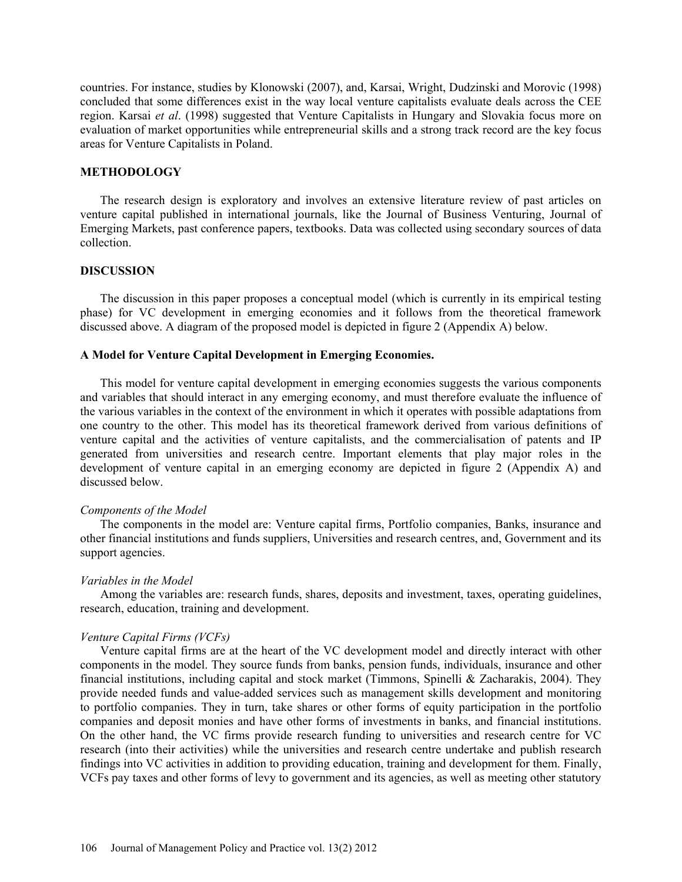countries. For instance, studies by Klonowski (2007), and, Karsai, Wright, Dudzinski and Morovic (1998) concluded that some differences exist in the way local venture capitalists evaluate deals across the CEE region. Karsai *et al*. (1998) suggested that Venture Capitalists in Hungary and Slovakia focus more on evaluation of market opportunities while entrepreneurial skills and a strong track record are the key focus areas for Venture Capitalists in Poland.

## METHODOLOGY

The research design is exploratory and involves an extensive literature review of past articles on venture capital published in international journals, like the Journal of Business Venturing, Journal of Emerging Markets, past conference papers, textbooks. Data was collected using secondary sources of data collection.

## DISCUSSION

The discussion in this paper proposes a conceptual model (which is currently in its empirical testing phase) for VC development in emerging economies and it follows from the theoretical framework discussed above. A diagram of the proposed model is depicted in figure 2 (Appendix A) below.

### A Model for Venture Capital Development in Emerging Economies.

This model for venture capital development in emerging economies suggests the various components and variables that should interact in any emerging economy, and must therefore evaluate the influence of the various variables in the context of the environment in which it operates with possible adaptations from one country to the other. This model has its theoretical framework derived from various definitions of venture capital and the activities of venture capitalists, and the commercialisation of patents and IP generated from universities and research centre. Important elements that play major roles in the development of venture capital in an emerging economy are depicted in figure 2 (Appendix A) and discussed below.

*Components of the Model*

The components in the model are: Venture capital firms, Portfolio companies, Banks, insurance and other financial institutions and funds suppliers, Universities and research centres, and, Government and its support agencies.

*Variables in the Model*

Among the variables are: research funds, shares, deposits and investment, taxes, operating guidelines, research, education, training and development.

*Venture Capital Firms (VCFs)*

Venture capital firms are at the heart of the VC development model and directly interact with other components in the model. They source funds from banks, pension funds, individuals, insurance and other financial institutions, including capital and stock market (Timmons, Spinelli & Zacharakis, 2004). They provide needed funds and value-added services such as management skills development and monitoring to portfolio companies. They in turn, take shares or other forms of equity participation in the portfolio companies and deposit monies and have other forms of investments in banks, and financial institutions. On the other hand, the VC firms provide research funding to universities and research centre for VC research (into their activities) while the universities and research centre undertake and publish research findings into VC activities in addition to providing education, training and development for them. Finally, VCFs pay taxes and other forms of levy to government and its agencies, as well as meeting other statutory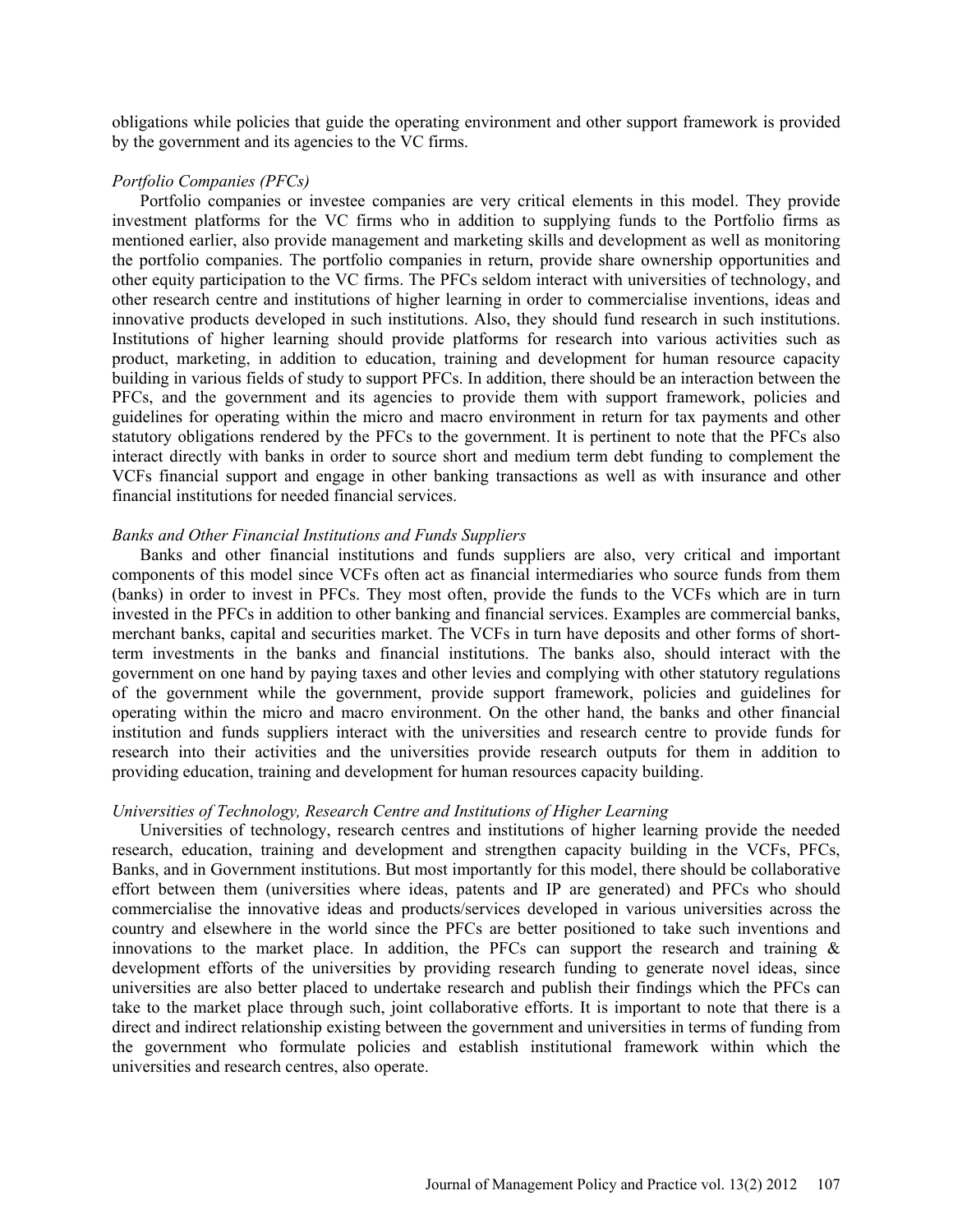obligations while policies that guide the operating environment and other support framework is provided by the government and its agencies to the VC firms.

*Portfolio Companies (PFCs)*

Portfolio companies or investee companies are very critical elements in this model. They provide investment platforms for the VC firms who in addition to supplying funds to the Portfolio firms as mentioned earlier, also provide management and marketing skills and development as well as monitoring the portfolio companies. The portfolio companies in return, provide share ownership opportunities and other equity participation to the VC firms. The PFCs seldom interact with universities of technology, and other research centre and institutions of higher learning in order to commercialise inventions, ideas and innovative products developed in such institutions. Also, they should fund research in such institutions. Institutions of higher learning should provide platforms for research into various activities such as product, marketing, in addition to education, training and development for human resource capacity building in various fields of study to support PFCs. In addition, there should be an interaction between the PFCs, and the government and its agencies to provide them with support framework, policies and guidelines for operating within the micro and macro environment in return for tax payments and other statutory obligations rendered by the PFCs to the government. It is pertinent to note that the PFCs also interact directly with banks in order to source short and medium term debt funding to complement the VCFs financial support and engage in other banking transactions as well as with insurance and other financial institutions for needed financial services.

*Banks and Other Financial Institutions and Funds Suppliers*

Banks and other financial institutions and funds suppliers are also, very critical and important components of this model since VCFs often act as financial intermediaries who source funds from them (banks) in order to invest in PFCs. They most often, provide the funds to the VCFs which are in turn invested in the PFCs in addition to other banking and financial services. Examples are commercial banks, merchant banks, capital and securities market. The VCFs in turn have deposits and other forms of short-term investments in the banks and financial institutions. The banks also, should interact with the government on one hand by paying taxes and other levies and complying with other statutory regulations of the government while the government, provide support framework, policies and guidelines for operating within the micro and macro environment. On the other hand, the banks and other financial institution and funds suppliers interact with the universities and research centre to provide funds for research into their activities and the universities provide research outputs for them in addition to providing education, training and development for human resources capacity building.

*Universities of Technology, Research Centre and Institutions of Higher Learning*

Universities of technology, research centres and institutions of higher learning provide the needed research, education, training and development and strengthen capacity building in the VCFs, PFCs, Banks, and in Government institutions. But most importantly for this model, there should be collaborative effort between them (universities where ideas, patents and IP are generated) and PFCs who should commercialise the innovative ideas and products/services developed in various universities across the country and elsewhere in the world since the PFCs are better positioned to take such inventions and innovations to the market place. In addition, the PFCs can support the research and training & development efforts of the universities by providing research funding to generate novel ideas, since universities are also better placed to undertake research and publish their findings which the PFCs can take to the market place through such, joint collaborative efforts. It is important to note that there is a direct and indirect relationship existing between the government and universities in terms of funding from the government who formulate policies and establish institutional framework within which the universities and research centres, also operate.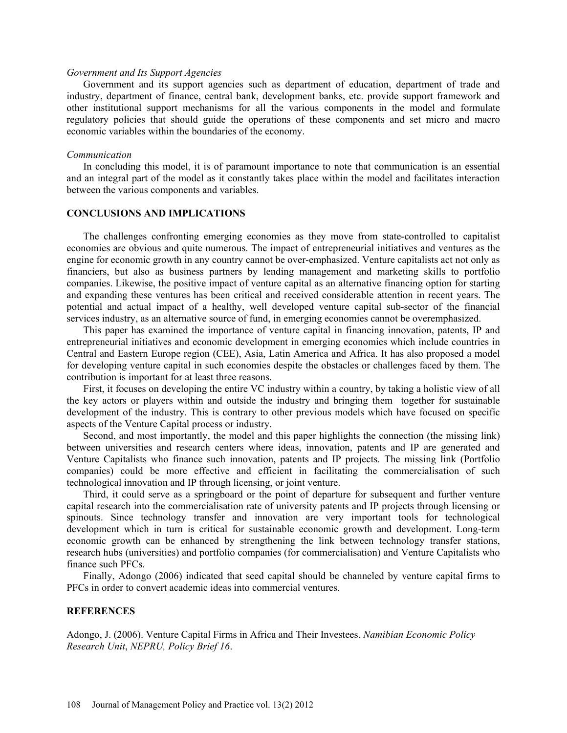*Government and Its Support Agencies*

Government and its support agencies such as department of education, department of trade and industry, department of finance, central bank, development banks, etc. provide support framework and other institutional support mechanisms for all the various components in the model and formulate regulatory policies that should guide the operations of these components and set micro and macro economic variables within the boundaries of the economy.

*Communication*

In concluding this model, it is of paramount importance to note that communication is an essential and an integral part of the model as it constantly takes place within the model and facilitates interaction between the various components and variables.

## CONCLUSIONS AND IMPLICATIONS

The challenges confronting emerging economies as they move from state-controlled to capitalist economies are obvious and quite numerous. The impact of entrepreneurial initiatives and ventures as the engine for economic growth in any country cannot be over-emphasized. Venture capitalists act not only as financiers, but also as business partners by lending management and marketing skills to portfolio companies. Likewise, the positive impact of venture capital as an alternative financing option for starting and expanding these ventures has been critical and received considerable attention in recent years. The potential and actual impact of a healthy, well developed venture capital sub-sector of the financial services industry, as an alternative source of fund, in emerging economies cannot be overemphasized.

This paper has examined the importance of venture capital in financing innovation, patents, IP and entrepreneurial initiatives and economic development in emerging economies which include countries in Central and Eastern Europe region (CEE), Asia, Latin America and Africa. It has also proposed a model for developing venture capital in such economies despite the obstacles or challenges faced by them. The contribution is important for at least three reasons.

First, it focuses on developing the entire VC industry within a country, by taking a holistic view of all the key actors or players within and outside the industry and bringing them together for sustainable development of the industry. This is contrary to other previous models which have focused on specific aspects of the Venture Capital process or industry.

Second, and most importantly, the model and this paper highlights the connection (the missing link) between universities and research centers where ideas, innovation, patents and IP are generated and Venture Capitalists who finance such innovation, patents and IP projects. The missing link (Portfolio companies) could be more effective and efficient in facilitating the commercialisation of such technological innovation and IP through licensing, or joint venture.

Third, it could serve as a springboard or the point of departure for subsequent and further venture capital research into the commercialisation rate of university patents and IP projects through licensing or spinouts. Since technology transfer and innovation are very important tools for technological development which in turn is critical for sustainable economic growth and development. Long-term economic growth can be enhanced by strengthening the link between technology transfer stations, research hubs (universities) and portfolio companies (for commercialisation) and Venture Capitalists who finance such PFCs.

Finally, Adongo (2006) indicated that seed capital should be channeled by venture capital firms to PFCs in order to convert academic ideas into commercial ventures.

## REFERENCES

Adongo, J. (2006). Venture Capital Firms in Africa and Their Investees. *Namibian Economic Policy Research Unit*, *NEPRU, Policy Brief 16*.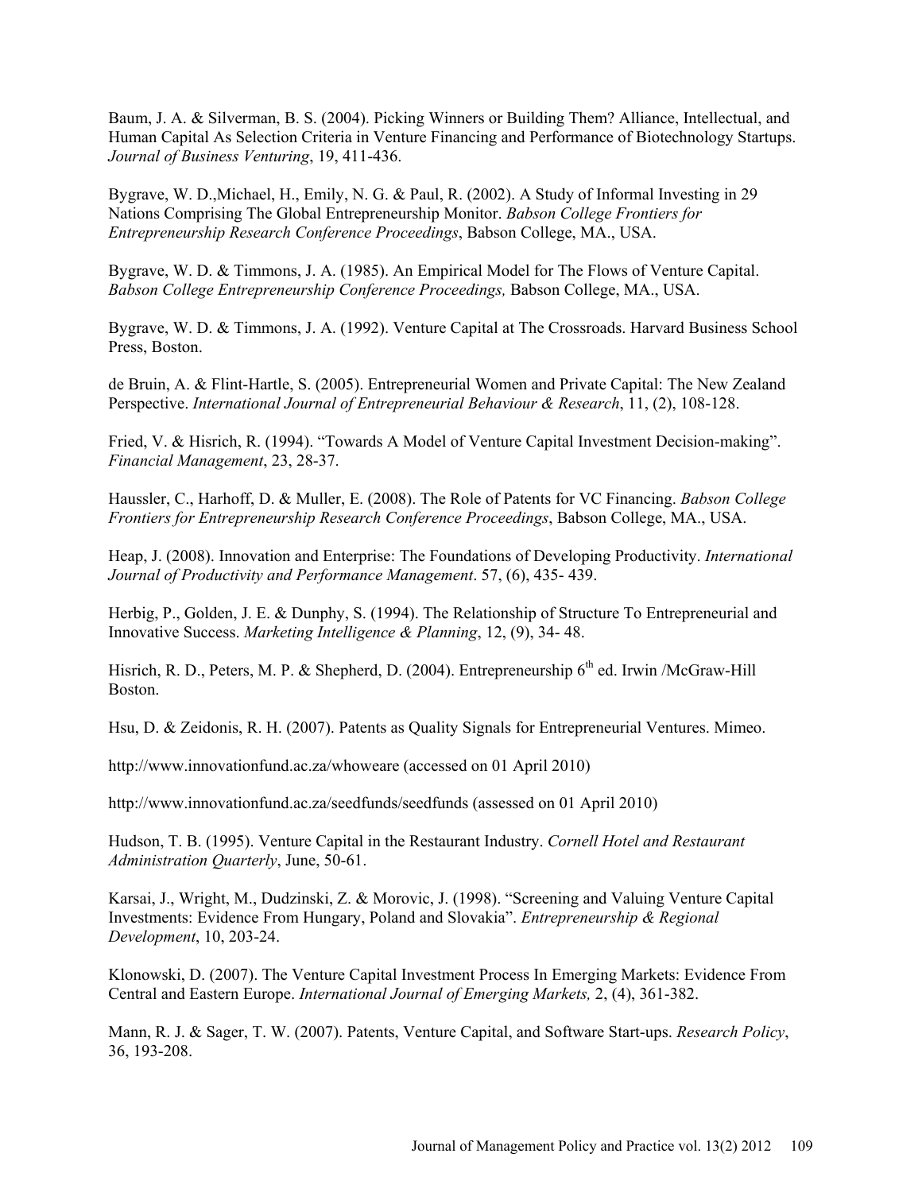Baum, J. A. & Silverman, B. S. (2004). Picking Winners or Building Them? Alliance, Intellectual, and Human Capital As Selection Criteria in Venture Financing and Performance of Biotechnology Startups. *Journal of Business Venturing*, 19, 411-436.

Bygrave, W. D.,Michael, H., Emily, N. G. & Paul, R. (2002). A Study of Informal Investing in 29 Nations Comprising The Global Entrepreneurship Monitor. *Babson College Frontiers for Entrepreneurship Research Conference Proceedings*, Babson College, MA., USA.

Bygrave, W. D. & Timmons, J. A. (1985). An Empirical Model for The Flows of Venture Capital. *Babson College Entrepreneurship Conference Proceedings,* Babson College, MA., USA.

Bygrave, W. D. & Timmons, J. A. (1992). Venture Capital at The Crossroads. Harvard Business School Press, Boston.

de Bruin, A. & Flint-Hartle, S. (2005). Entrepreneurial Women and Private Capital: The New Zealand Perspective. *International Journal of Entrepreneurial Behaviour & Research*, 11, (2), 108-128.

Fried, V. & Hisrich, R. (1994). "Towards A Model of Venture Capital Investment Decision-making". *Financial Management*, 23, 28-37.

Haussler, C., Harhoff, D. & Muller, E. (2008). The Role of Patents for VC Financing. *Babson College Frontiers for Entrepreneurship Research Conference Proceedings*, Babson College, MA., USA.

Heap, J. (2008). Innovation and Enterprise: The Foundations of Developing Productivity. *International Journal of Productivity and Performance Management*. 57, (6), 435- 439.

Herbig, P., Golden, J. E. & Dunphy, S. (1994). The Relationship of Structure To Entrepreneurial and Innovative Success. *Marketing Intelligence & Planning*, 12, (9), 34- 48.

Hisrich, R. D., Peters, M. P. & Shepherd, D. (2004). Entrepreneurship 6th ed. Irwin /McGraw-Hill Boston.

Hsu, D. & Zeidonis, R. H. (2007). Patents as Quality Signals for Entrepreneurial Ventures. Mimeo.

http://www.innovationfund.ac.za/whoweare (accessed on 01 April 2010)

http://www.innovationfund.ac.za/seedfunds/seedfunds (assessed on 01 April 2010)

Hudson, T. B. (1995). Venture Capital in the Restaurant Industry. *Cornell Hotel and Restaurant Administration Quarterly*, June, 50-61.

Karsai, J., Wright, M., Dudzinski, Z. & Morovic, J. (1998). "Screening and Valuing Venture Capital Investments: Evidence From Hungary, Poland and Slovakia". *Entrepreneurship & Regional Development*, 10, 203-24.

Klonowski, D. (2007). The Venture Capital Investment Process In Emerging Markets: Evidence From Central and Eastern Europe. *International Journal of Emerging Markets,* 2, (4), 361-382.

Mann, R. J. & Sager, T. W. (2007). Patents, Venture Capital, and Software Start-ups. *Research Policy*, 36, 193-208.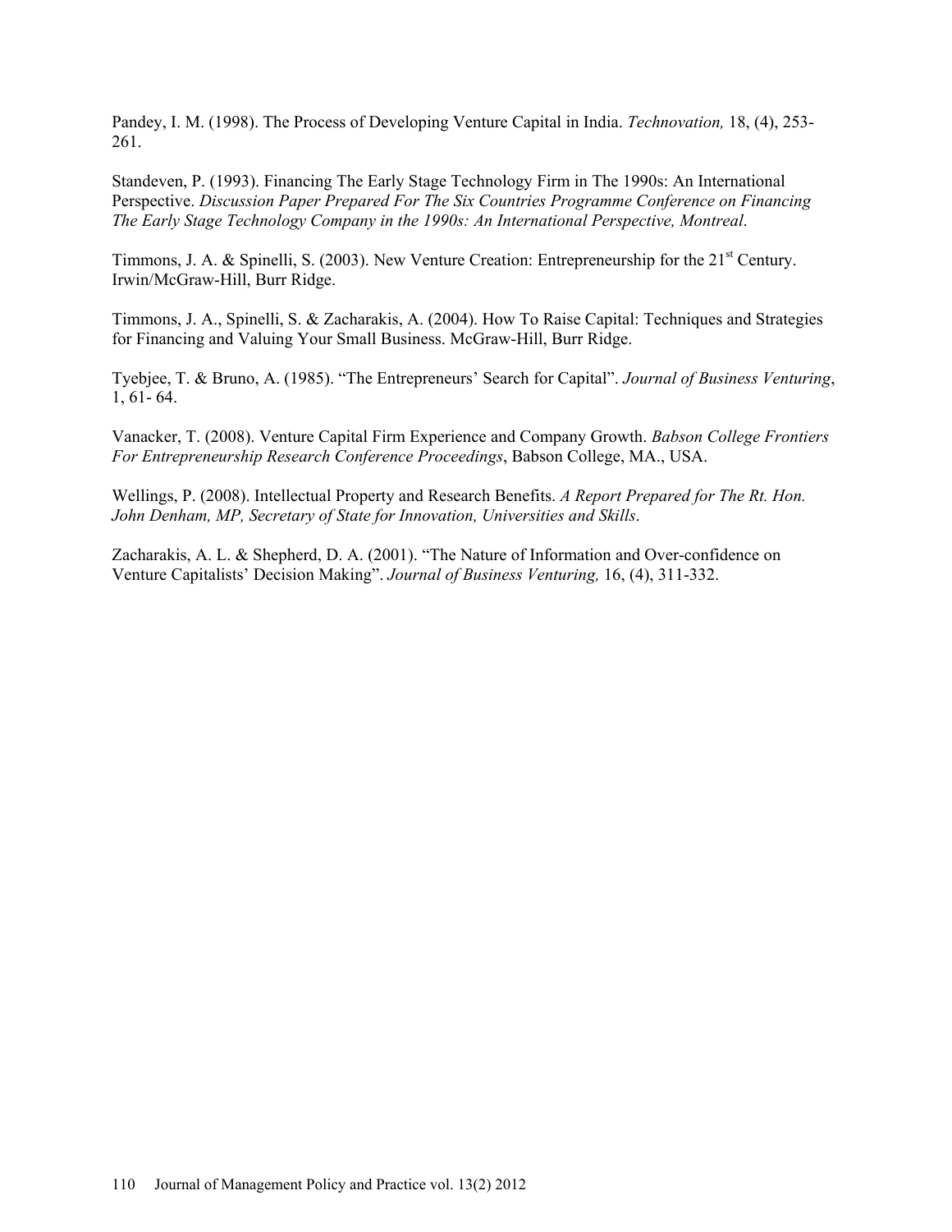Pandey, I. M. (1998). The Process of Developing Venture Capital in India. *Technovation,* 18, (4), 253-261.

Standeven, P. (1993). Financing The Early Stage Technology Firm in The 1990s: An International Perspective. *Discussion Paper Prepared For The Six Countries Programme Conference on Financing The Early Stage Technology Company in the 1990s: An International Perspective, Montreal*.

Timmons, J. A. & Spinelli, S. (2003). New Venture Creation: Entrepreneurship for the 21st Century. Irwin/McGraw-Hill, Burr Ridge.

Timmons, J. A., Spinelli, S. & Zacharakis, A. (2004). How To Raise Capital: Techniques and Strategies for Financing and Valuing Your Small Business. McGraw-Hill, Burr Ridge.

Tyebjee, T. & Bruno, A. (1985). "The Entrepreneurs' Search for Capital". *Journal of Business Venturing*, 1, 61- 64.

Vanacker, T. (2008). Venture Capital Firm Experience and Company Growth. *Babson College Frontiers For Entrepreneurship Research Conference Proceedings*, Babson College, MA., USA.

Wellings, P. (2008). Intellectual Property and Research Benefits. *A Report Prepared for The Rt. Hon. John Denham, MP, Secretary of State for Innovation, Universities and Skills*.

Zacharakis, A. L. & Shepherd, D. A. (2001). "The Nature of Information and Over-confidence on Venture Capitalists' Decision Making". *Journal of Business Venturing,* 16, (4), 311-332.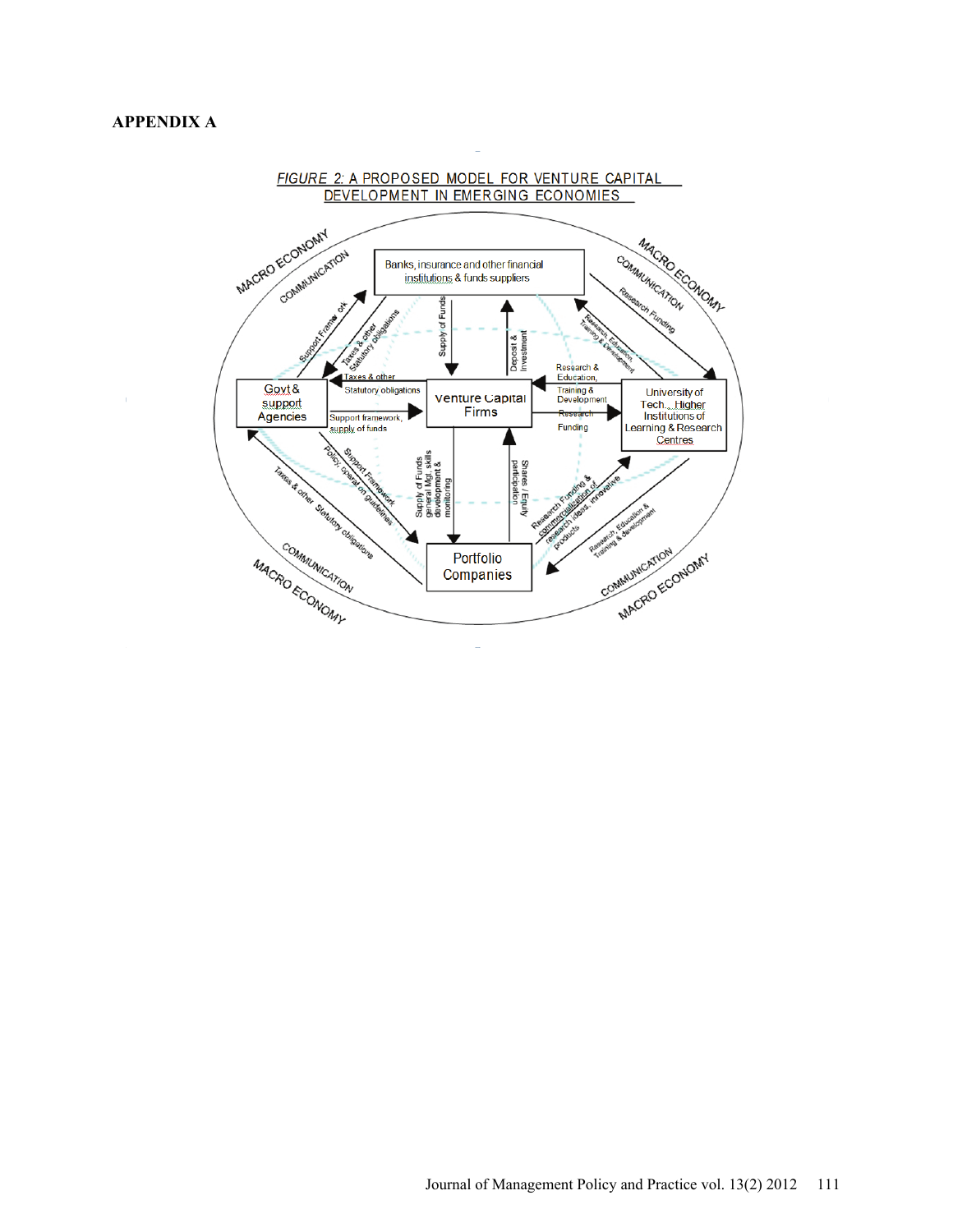## APPENDIX A

FIGURE 2: A PROPOSED MODEL FOR VENTURE CAPITAL DEVELOPMENT IN EMERGING ECONOMIES

MACRO ECONOMY

COMMUNICATION

Banks, insurance and other financial institutions & funds suppliers

Govt & support Agencies

Venture Capital Firms

University of Tech., Higher Institutions of Learning & Research Centres

Portfolio Companies

Support Framework

Taxes & other Statutory obligations

Supply of Funds

Deposit & Investment

Research Funding

Research, Education, Training & Development

Taxes & other Statutory obligations

Support framework, supply of funds

Research & Education, Training & Development

Research Funding

Support Framework Policy, operation guidelines

Taxes & other Statutory obligations

Supply of Funds general Mgt. skills development & monitoring

Shares / Equity participation

Research Funding & commercialization of research ideas, innovative products

Research, Education & Training & development